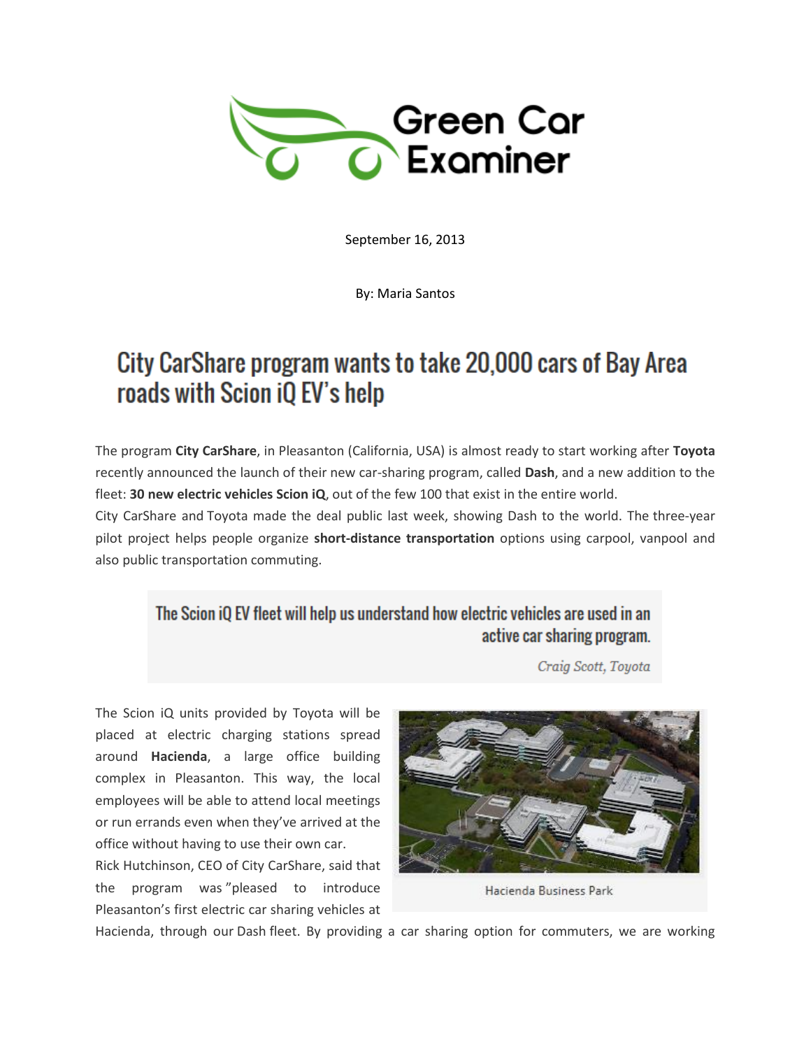Green Car Examiner

September 16, 2013

By: Maria Santos

# City CarShare program wants to take 20,000 cars of Bay Area roads with Scion iQ EV's help

The program **City CarShare**, in Pleasanton (California, USA) is almost ready to start working after **Toyota** recently announced the launch of their new car-sharing program, called **Dash**, and a new addition to the fleet: **30 new electric vehicles Scion iQ**, out of the few 100 that exist in the entire world.

City CarShare and Toyota made the deal public last week, showing Dash to the world. The three-year pilot project helps people organize **short-distance transportation** options using carpool, vanpool and also public transportation commuting.

> The Scion iQ EV fleet will help us understand how electric vehicles are used in an active car sharing program.
>
> *Craig Scott, Toyota*

The Scion iQ units provided by Toyota will be placed at electric charging stations spread around **Hacienda**, a large office building complex in Pleasanton. This way, the local employees will be able to attend local meetings or run errands even when they've arrived at the office without having to use their own car.

Hacienda Business Park

Rick Hutchinson, CEO of City CarShare, said that the program was "pleased to introduce Pleasanton's first electric car sharing vehicles at Hacienda, through our Dash fleet. By providing a car sharing option for commuters, we are working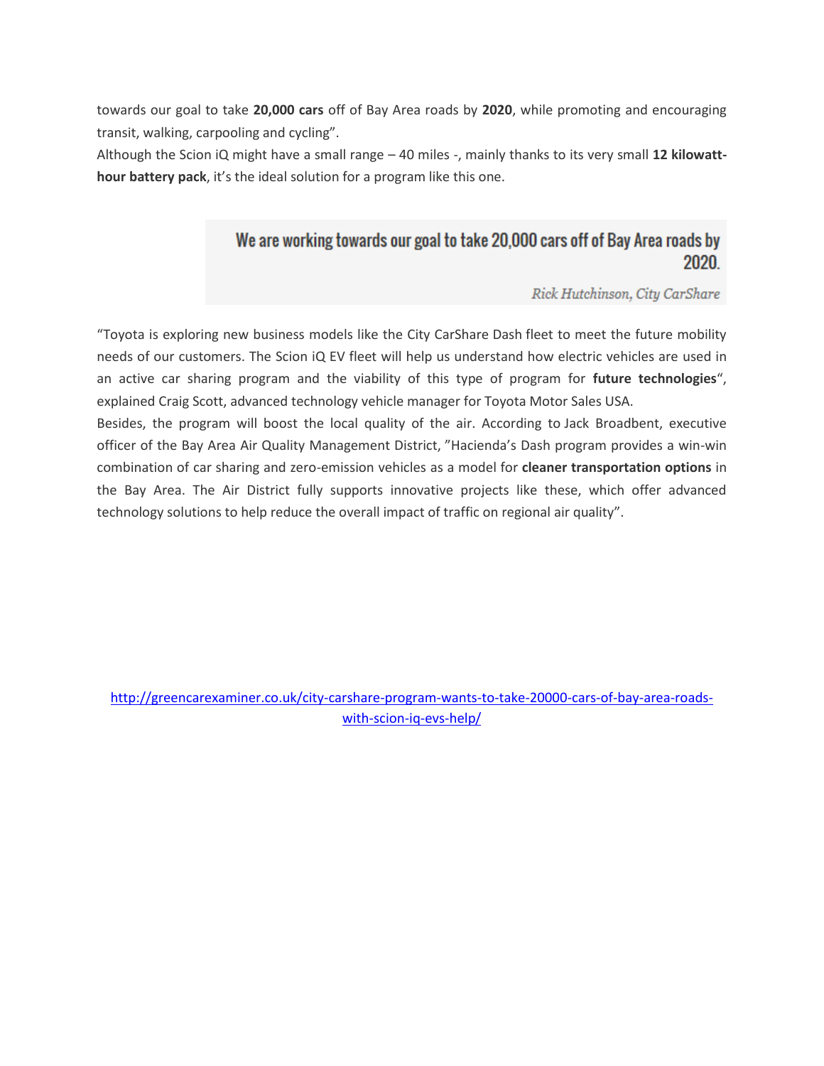towards our goal to take **20,000 cars** off of Bay Area roads by **2020**, while promoting and encouraging transit, walking, carpooling and cycling”.

Although the Scion iQ might have a small range – 40 miles -, mainly thanks to its very small **12 kilowatt-hour battery pack**, it’s the ideal solution for a program like this one.

> **We are working towards our goal to take 20,000 cars off of Bay Area roads by 2020.**
>
> *Rick Hutchinson, City CarShare*

“Toyota is exploring new business models like the City CarShare Dash fleet to meet the future mobility needs of our customers. The Scion iQ EV fleet will help us understand how electric vehicles are used in an active car sharing program and the viability of this type of program for **future technologies**“, explained Craig Scott, advanced technology vehicle manager for Toyota Motor Sales USA.

Besides, the program will boost the local quality of the air. According to Jack Broadbent, executive officer of the Bay Area Air Quality Management District, ”Hacienda’s Dash program provides a win-win combination of car sharing and zero-emission vehicles as a model for **cleaner transportation options** in the Bay Area. The Air District fully supports innovative projects like these, which offer advanced technology solutions to help reduce the overall impact of traffic on regional air quality”.

http://greencarexaminer.co.uk/city-carshare-program-wants-to-take-20000-cars-of-bay-area-roads-with-scion-iq-evs-help/